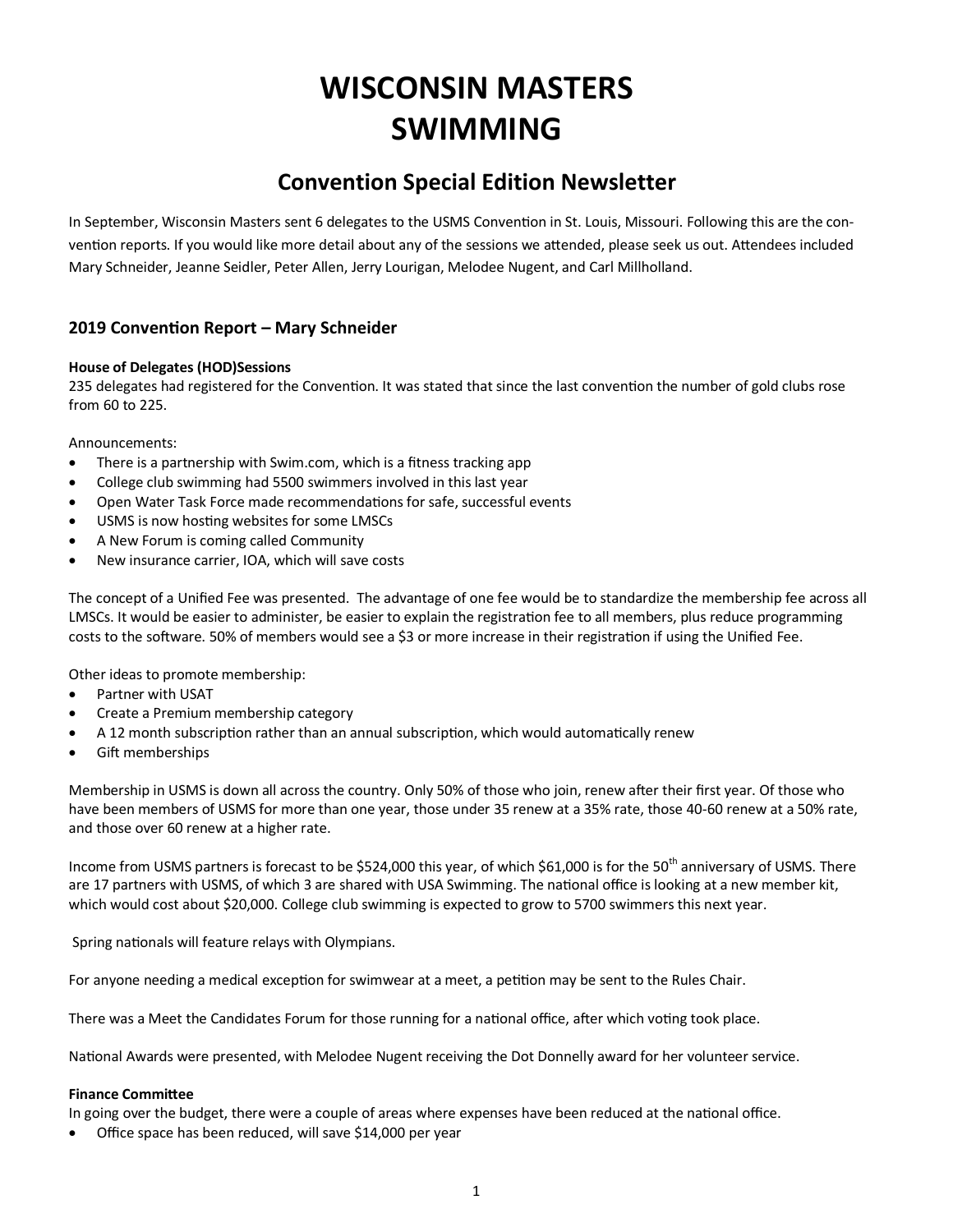# WISCONSIN MASTERS SWIMMING

## Convention Special Edition Newsletter

In September, Wisconsin Masters sent 6 delegates to the USMS Convention in St. Louis, Missouri. Following this are the convention reports. If you would like more detail about any of the sessions we attended, please seek us out. Attendees included Mary Schneider, Jeanne Seidler, Peter Allen, Jerry Lourigan, Melodee Nugent, and Carl Millholland.

### 2019 Convention Report – Mary Schneider

**House of Delegates (HOD)Sessions**
235 delegates had registered for the Convention. It was stated that since the last convention the number of gold clubs rose from 60 to 225.

Announcements:

- There is a partnership with Swim.com, which is a fitness tracking app
- College club swimming had 5500 swimmers involved in this last year
- Open Water Task Force made recommendations for safe, successful events
- USMS is now hosting websites for some LMSCs
- A New Forum is coming called Community
- New insurance carrier, IOA, which will save costs

The concept of a Unified Fee was presented. The advantage of one fee would be to standardize the membership fee across all LMSCs. It would be easier to administer, be easier to explain the registration fee to all members, plus reduce programming costs to the software. 50% of members would see a $3 or more increase in their registration if using the Unified Fee.

Other ideas to promote membership:

- Partner with USAT
- Create a Premium membership category
- A 12 month subscription rather than an annual subscription, which would automatically renew
- Gift memberships

Membership in USMS is down all across the country. Only 50% of those who join, renew after their first year. Of those who have been members of USMS for more than one year, those under 35 renew at a 35% rate, those 40-60 renew at a 50% rate, and those over 60 renew at a higher rate.

Income from USMS partners is forecast to be $524,000 this year, of which $61,000 is for the 50th anniversary of USMS. There are 17 partners with USMS, of which 3 are shared with USA Swimming. The national office is looking at a new member kit, which would cost about $20,000. College club swimming is expected to grow to 5700 swimmers this next year.

Spring nationals will feature relays with Olympians.

For anyone needing a medical exception for swimwear at a meet, a petition may be sent to the Rules Chair.

There was a Meet the Candidates Forum for those running for a national office, after which voting took place.

National Awards were presented, with Melodee Nugent receiving the Dot Donnelly award for her volunteer service.

**Finance Committee**
In going over the budget, there were a couple of areas where expenses have been reduced at the national office.

- Office space has been reduced, will save $14,000 per year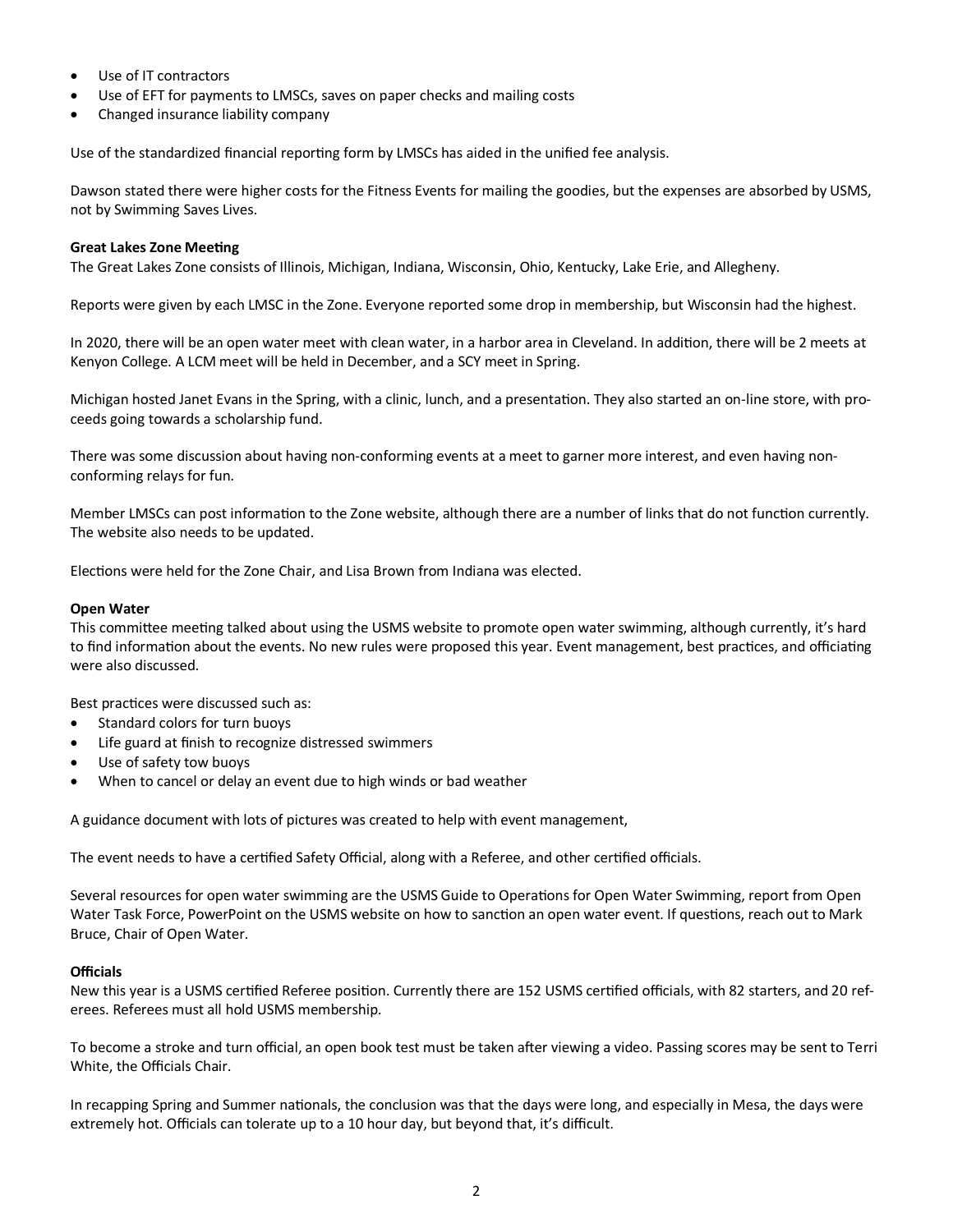- Use of IT contractors
- Use of EFT for payments to LMSCs, saves on paper checks and mailing costs
- Changed insurance liability company

Use of the standardized financial reporting form by LMSCs has aided in the unified fee analysis.

Dawson stated there were higher costs for the Fitness Events for mailing the goodies, but the expenses are absorbed by USMS, not by Swimming Saves Lives.

**Great Lakes Zone Meeting**

The Great Lakes Zone consists of Illinois, Michigan, Indiana, Wisconsin, Ohio, Kentucky, Lake Erie, and Allegheny.

Reports were given by each LMSC in the Zone. Everyone reported some drop in membership, but Wisconsin had the highest.

In 2020, there will be an open water meet with clean water, in a harbor area in Cleveland. In addition, there will be 2 meets at Kenyon College. A LCM meet will be held in December, and a SCY meet in Spring.

Michigan hosted Janet Evans in the Spring, with a clinic, lunch, and a presentation. They also started an on-line store, with proceeds going towards a scholarship fund.

There was some discussion about having non-conforming events at a meet to garner more interest, and even having non-conforming relays for fun.

Member LMSCs can post information to the Zone website, although there are a number of links that do not function currently. The website also needs to be updated.

Elections were held for the Zone Chair, and Lisa Brown from Indiana was elected.

**Open Water**

This committee meeting talked about using the USMS website to promote open water swimming, although currently, it's hard to find information about the events. No new rules were proposed this year. Event management, best practices, and officiating were also discussed.

Best practices were discussed such as:

- Standard colors for turn buoys
- Life guard at finish to recognize distressed swimmers
- Use of safety tow buoys
- When to cancel or delay an event due to high winds or bad weather

A guidance document with lots of pictures was created to help with event management,

The event needs to have a certified Safety Official, along with a Referee, and other certified officials.

Several resources for open water swimming are the USMS Guide to Operations for Open Water Swimming, report from Open Water Task Force, PowerPoint on the USMS website on how to sanction an open water event. If questions, reach out to Mark Bruce, Chair of Open Water.

**Officials**

New this year is a USMS certified Referee position. Currently there are 152 USMS certified officials, with 82 starters, and 20 referees. Referees must all hold USMS membership.

To become a stroke and turn official, an open book test must be taken after viewing a video. Passing scores may be sent to Terri White, the Officials Chair.

In recapping Spring and Summer nationals, the conclusion was that the days were long, and especially in Mesa, the days were extremely hot. Officials can tolerate up to a 10 hour day, but beyond that, it's difficult.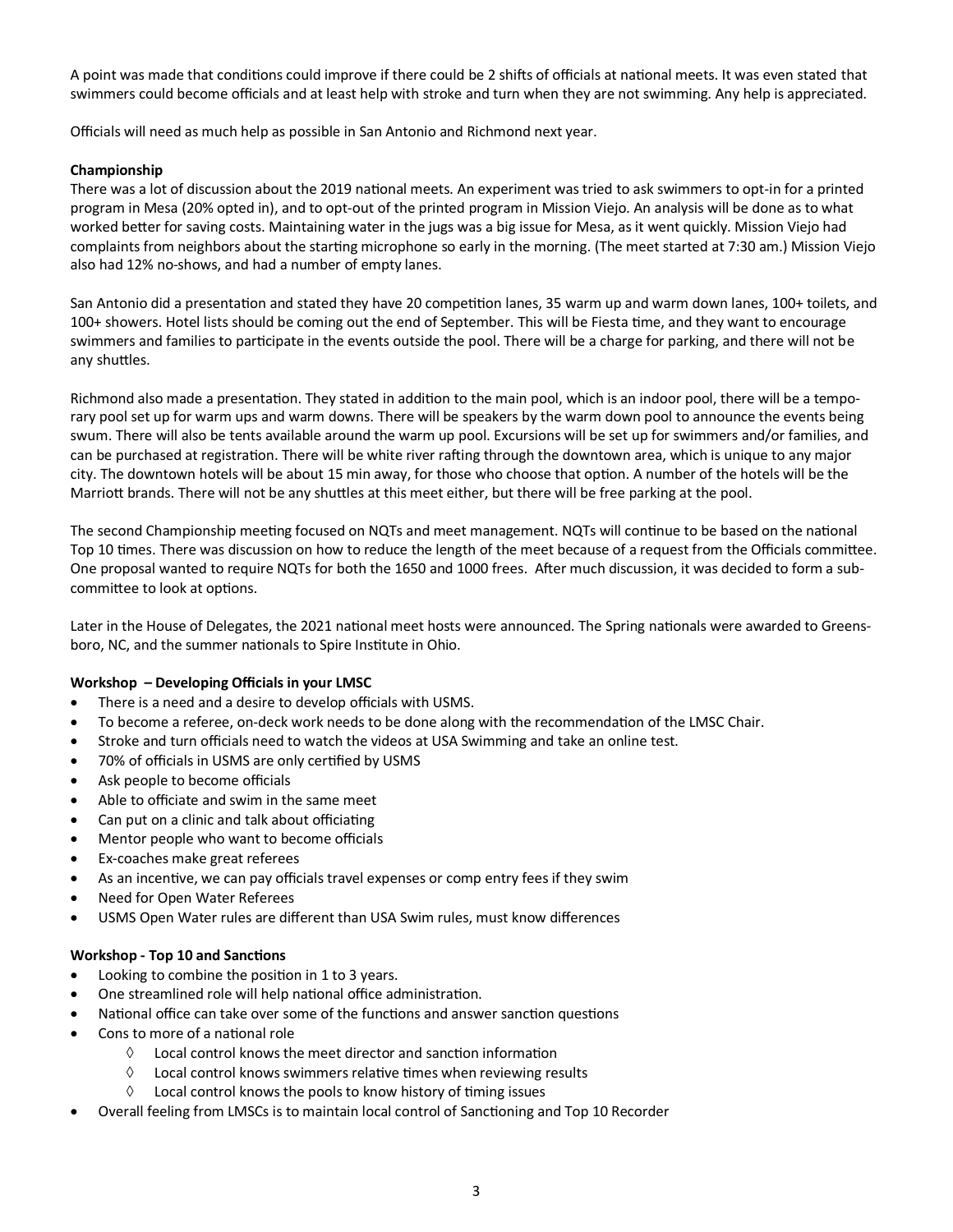A point was made that conditions could improve if there could be 2 shifts of officials at national meets. It was even stated that swimmers could become officials and at least help with stroke and turn when they are not swimming. Any help is appreciated.

Officials will need as much help as possible in San Antonio and Richmond next year.

**Championship**

There was a lot of discussion about the 2019 national meets. An experiment was tried to ask swimmers to opt-in for a printed program in Mesa (20% opted in), and to opt-out of the printed program in Mission Viejo. An analysis will be done as to what worked better for saving costs. Maintaining water in the jugs was a big issue for Mesa, as it went quickly. Mission Viejo had complaints from neighbors about the starting microphone so early in the morning. (The meet started at 7:30 am.) Mission Viejo also had 12% no-shows, and had a number of empty lanes.

San Antonio did a presentation and stated they have 20 competition lanes, 35 warm up and warm down lanes, 100+ toilets, and 100+ showers. Hotel lists should be coming out the end of September. This will be Fiesta time, and they want to encourage swimmers and families to participate in the events outside the pool. There will be a charge for parking, and there will not be any shuttles.

Richmond also made a presentation. They stated in addition to the main pool, which is an indoor pool, there will be a temporary pool set up for warm ups and warm downs. There will be speakers by the warm down pool to announce the events being swum. There will also be tents available around the warm up pool. Excursions will be set up for swimmers and/or families, and can be purchased at registration. There will be white river rafting through the downtown area, which is unique to any major city. The downtown hotels will be about 15 min away, for those who choose that option. A number of the hotels will be the Marriott brands. There will not be any shuttles at this meet either, but there will be free parking at the pool.

The second Championship meeting focused on NQTs and meet management. NQTs will continue to be based on the national Top 10 times. There was discussion on how to reduce the length of the meet because of a request from the Officials committee. One proposal wanted to require NQTs for both the 1650 and 1000 frees. After much discussion, it was decided to form a sub-committee to look at options.

Later in the House of Delegates, the 2021 national meet hosts were announced. The Spring nationals were awarded to Greensboro, NC, and the summer nationals to Spire Institute in Ohio.

**Workshop – Developing Officials in your LMSC**

- There is a need and a desire to develop officials with USMS.
- To become a referee, on-deck work needs to be done along with the recommendation of the LMSC Chair.
- Stroke and turn officials need to watch the videos at USA Swimming and take an online test.
- 70% of officials in USMS are only certified by USMS
- Ask people to become officials
- Able to officiate and swim in the same meet
- Can put on a clinic and talk about officiating
- Mentor people who want to become officials
- Ex-coaches make great referees
- As an incentive, we can pay officials travel expenses or comp entry fees if they swim
- Need for Open Water Referees
- USMS Open Water rules are different than USA Swim rules, must know differences

**Workshop - Top 10 and Sanctions**

- Looking to combine the position in 1 to 3 years.
- One streamlined role will help national office administration.
- National office can take over some of the functions and answer sanction questions
- Cons to more of a national role
  - ◊ Local control knows the meet director and sanction information
  - ◊ Local control knows swimmers relative times when reviewing results
  - ◊ Local control knows the pools to know history of timing issues
- Overall feeling from LMSCs is to maintain local control of Sanctioning and Top 10 Recorder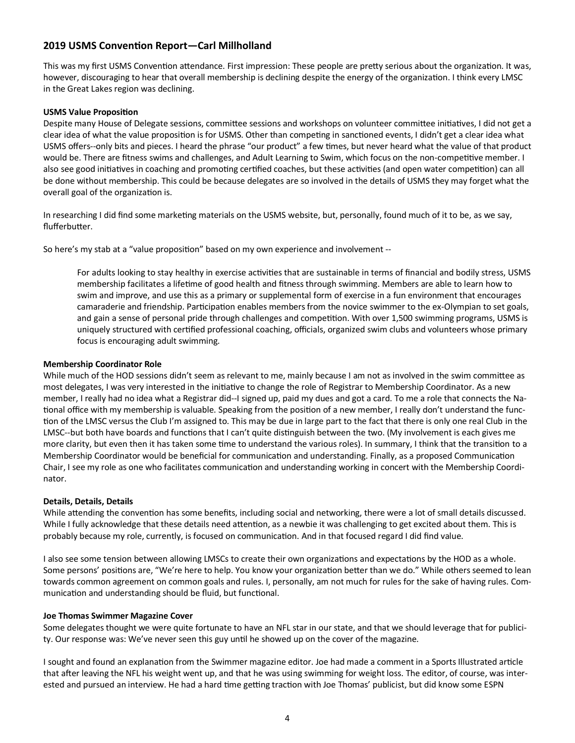## 2019 USMS Convention Report—Carl Millholland

This was my first USMS Convention attendance. First impression: These people are pretty serious about the organization. It was, however, discouraging to hear that overall membership is declining despite the energy of the organization. I think every LMSC in the Great Lakes region was declining.

**USMS Value Proposition**

Despite many House of Delegate sessions, committee sessions and workshops on volunteer committee initiatives, I did not get a clear idea of what the value proposition is for USMS. Other than competing in sanctioned events, I didn't get a clear idea what USMS offers--only bits and pieces. I heard the phrase "our product" a few times, but never heard what the value of that product would be. There are fitness swims and challenges, and Adult Learning to Swim, which focus on the non-competitive member. I also see good initiatives in coaching and promoting certified coaches, but these activities (and open water competition) can all be done without membership. This could be because delegates are so involved in the details of USMS they may forget what the overall goal of the organization is.

In researching I did find some marketing materials on the USMS website, but, personally, found much of it to be, as we say, flufferbutter.

So here's my stab at a "value proposition" based on my own experience and involvement --

> For adults looking to stay healthy in exercise activities that are sustainable in terms of financial and bodily stress, USMS membership facilitates a lifetime of good health and fitness through swimming. Members are able to learn how to swim and improve, and use this as a primary or supplemental form of exercise in a fun environment that encourages camaraderie and friendship. Participation enables members from the novice swimmer to the ex-Olympian to set goals, and gain a sense of personal pride through challenges and competition. With over 1,500 swimming programs, USMS is uniquely structured with certified professional coaching, officials, organized swim clubs and volunteers whose primary focus is encouraging adult swimming.

**Membership Coordinator Role**

While much of the HOD sessions didn't seem as relevant to me, mainly because I am not as involved in the swim committee as most delegates, I was very interested in the initiative to change the role of Registrar to Membership Coordinator. As a new member, I really had no idea what a Registrar did--I signed up, paid my dues and got a card. To me a role that connects the National office with my membership is valuable. Speaking from the position of a new member, I really don't understand the function of the LMSC versus the Club I'm assigned to. This may be due in large part to the fact that there is only one real Club in the LMSC--but both have boards and functions that I can't quite distinguish between the two. (My involvement is each gives me more clarity, but even then it has taken some time to understand the various roles). In summary, I think that the transition to a Membership Coordinator would be beneficial for communication and understanding. Finally, as a proposed Communication Chair, I see my role as one who facilitates communication and understanding working in concert with the Membership Coordinator.

**Details, Details, Details**

While attending the convention has some benefits, including social and networking, there were a lot of small details discussed. While I fully acknowledge that these details need attention, as a newbie it was challenging to get excited about them. This is probably because my role, currently, is focused on communication. And in that focused regard I did find value.

I also see some tension between allowing LMSCs to create their own organizations and expectations by the HOD as a whole. Some persons' positions are, "We're here to help. You know your organization better than we do." While others seemed to lean towards common agreement on common goals and rules. I, personally, am not much for rules for the sake of having rules. Communication and understanding should be fluid, but functional.

**Joe Thomas Swimmer Magazine Cover**

Some delegates thought we were quite fortunate to have an NFL star in our state, and that we should leverage that for publicity. Our response was: We've never seen this guy until he showed up on the cover of the magazine.

I sought and found an explanation from the Swimmer magazine editor. Joe had made a comment in a Sports Illustrated article that after leaving the NFL his weight went up, and that he was using swimming for weight loss. The editor, of course, was interested and pursued an interview. He had a hard time getting traction with Joe Thomas' publicist, but did know some ESPN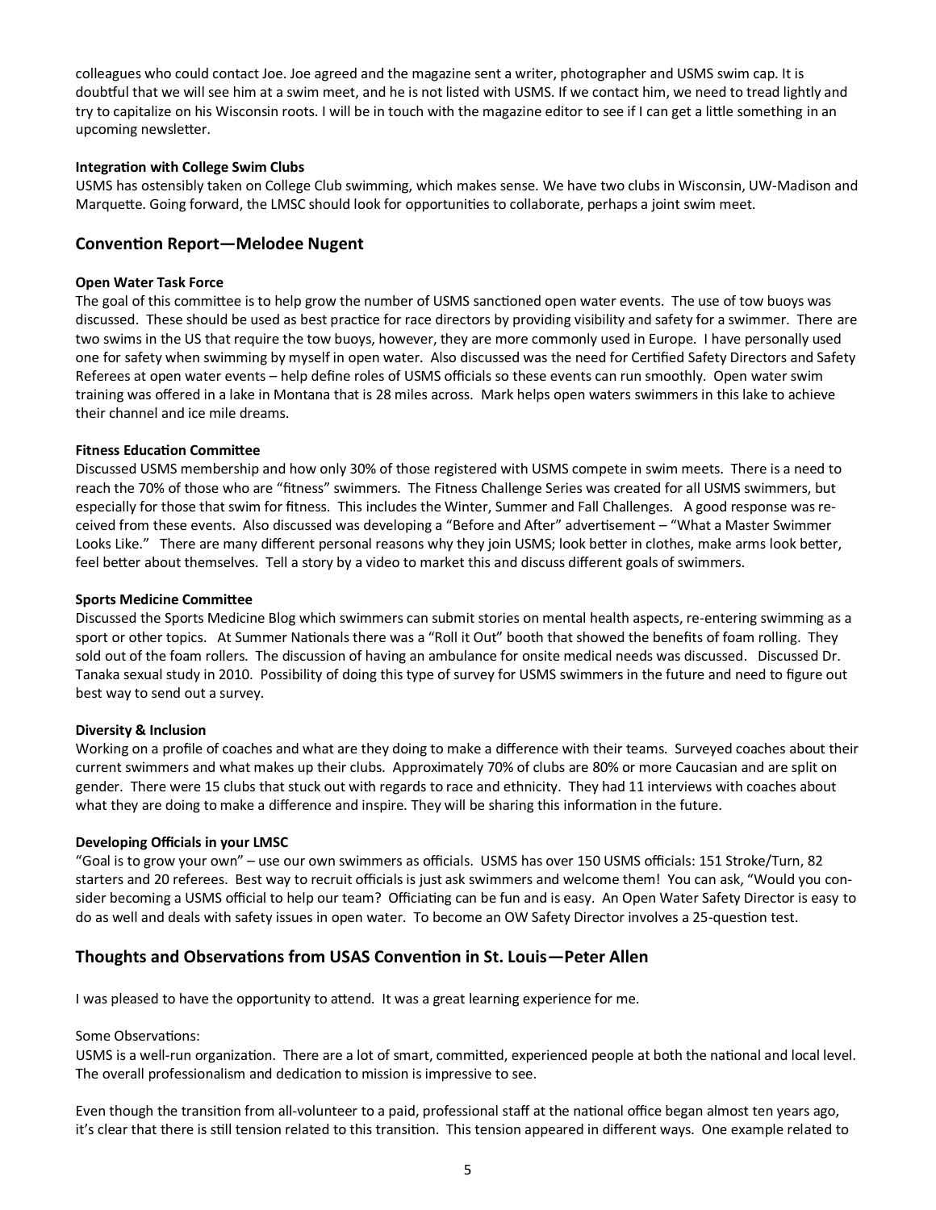colleagues who could contact Joe. Joe agreed and the magazine sent a writer, photographer and USMS swim cap. It is doubtful that we will see him at a swim meet, and he is not listed with USMS. If we contact him, we need to tread lightly and try to capitalize on his Wisconsin roots. I will be in touch with the magazine editor to see if I can get a little something in an upcoming newsletter.

**Integration with College Swim Clubs**

USMS has ostensibly taken on College Club swimming, which makes sense. We have two clubs in Wisconsin, UW-Madison and Marquette. Going forward, the LMSC should look for opportunities to collaborate, perhaps a joint swim meet.

## Convention Report—Melodee Nugent

**Open Water Task Force**

The goal of this committee is to help grow the number of USMS sanctioned open water events. The use of tow buoys was discussed. These should be used as best practice for race directors by providing visibility and safety for a swimmer. There are two swims in the US that require the tow buoys, however, they are more commonly used in Europe. I have personally used one for safety when swimming by myself in open water. Also discussed was the need for Certified Safety Directors and Safety Referees at open water events – help define roles of USMS officials so these events can run smoothly. Open water swim training was offered in a lake in Montana that is 28 miles across. Mark helps open waters swimmers in this lake to achieve their channel and ice mile dreams.

**Fitness Education Committee**

Discussed USMS membership and how only 30% of those registered with USMS compete in swim meets. There is a need to reach the 70% of those who are "fitness" swimmers. The Fitness Challenge Series was created for all USMS swimmers, but especially for those that swim for fitness. This includes the Winter, Summer and Fall Challenges. A good response was received from these events. Also discussed was developing a "Before and After" advertisement – "What a Master Swimmer Looks Like." There are many different personal reasons why they join USMS; look better in clothes, make arms look better, feel better about themselves. Tell a story by a video to market this and discuss different goals of swimmers.

**Sports Medicine Committee**

Discussed the Sports Medicine Blog which swimmers can submit stories on mental health aspects, re-entering swimming as a sport or other topics. At Summer Nationals there was a "Roll it Out" booth that showed the benefits of foam rolling. They sold out of the foam rollers. The discussion of having an ambulance for onsite medical needs was discussed. Discussed Dr. Tanaka sexual study in 2010. Possibility of doing this type of survey for USMS swimmers in the future and need to figure out best way to send out a survey.

**Diversity & Inclusion**

Working on a profile of coaches and what are they doing to make a difference with their teams. Surveyed coaches about their current swimmers and what makes up their clubs. Approximately 70% of clubs are 80% or more Caucasian and are split on gender. There were 15 clubs that stuck out with regards to race and ethnicity. They had 11 interviews with coaches about what they are doing to make a difference and inspire. They will be sharing this information in the future.

**Developing Officials in your LMSC**

"Goal is to grow your own" – use our own swimmers as officials. USMS has over 150 USMS officials: 151 Stroke/Turn, 82 starters and 20 referees. Best way to recruit officials is just ask swimmers and welcome them! You can ask, "Would you consider becoming a USMS official to help our team? Officiating can be fun and is easy. An Open Water Safety Director is easy to do as well and deals with safety issues in open water. To become an OW Safety Director involves a 25-question test.

## Thoughts and Observations from USAS Convention in St. Louis—Peter Allen

I was pleased to have the opportunity to attend. It was a great learning experience for me.

Some Observations:

USMS is a well-run organization. There are a lot of smart, committed, experienced people at both the national and local level. The overall professionalism and dedication to mission is impressive to see.

Even though the transition from all-volunteer to a paid, professional staff at the national office began almost ten years ago, it's clear that there is still tension related to this transition. This tension appeared in different ways. One example related to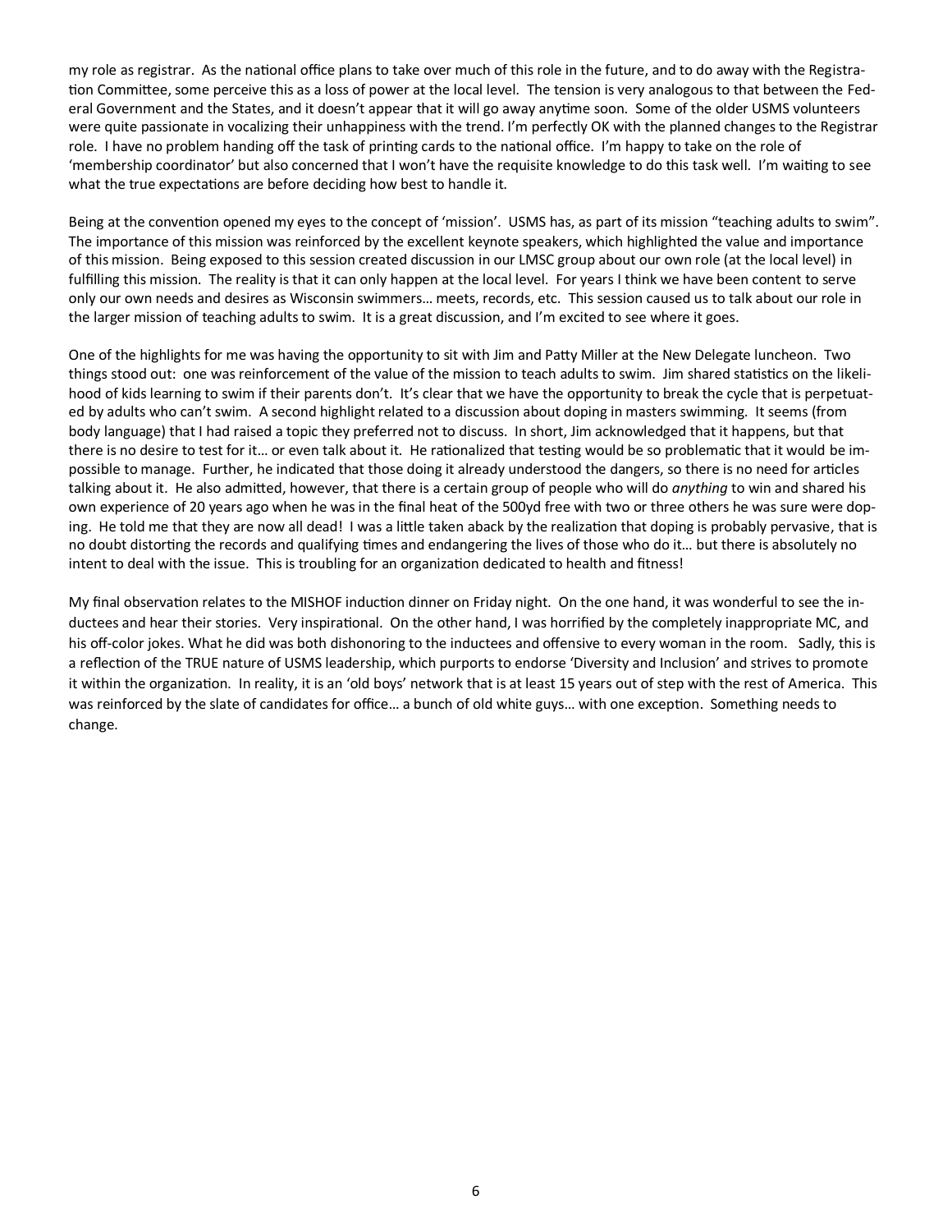my role as registrar. As the national office plans to take over much of this role in the future, and to do away with the Registration Committee, some perceive this as a loss of power at the local level. The tension is very analogous to that between the Federal Government and the States, and it doesn't appear that it will go away anytime soon. Some of the older USMS volunteers were quite passionate in vocalizing their unhappiness with the trend. I'm perfectly OK with the planned changes to the Registrar role. I have no problem handing off the task of printing cards to the national office. I'm happy to take on the role of 'membership coordinator' but also concerned that I won't have the requisite knowledge to do this task well. I'm waiting to see what the true expectations are before deciding how best to handle it.

Being at the convention opened my eyes to the concept of 'mission'. USMS has, as part of its mission "teaching adults to swim". The importance of this mission was reinforced by the excellent keynote speakers, which highlighted the value and importance of this mission. Being exposed to this session created discussion in our LMSC group about our own role (at the local level) in fulfilling this mission. The reality is that it can only happen at the local level. For years I think we have been content to serve only our own needs and desires as Wisconsin swimmers… meets, records, etc. This session caused us to talk about our role in the larger mission of teaching adults to swim. It is a great discussion, and I'm excited to see where it goes.

One of the highlights for me was having the opportunity to sit with Jim and Patty Miller at the New Delegate luncheon. Two things stood out: one was reinforcement of the value of the mission to teach adults to swim. Jim shared statistics on the likelihood of kids learning to swim if their parents don't. It's clear that we have the opportunity to break the cycle that is perpetuated by adults who can't swim. A second highlight related to a discussion about doping in masters swimming. It seems (from body language) that I had raised a topic they preferred not to discuss. In short, Jim acknowledged that it happens, but that there is no desire to test for it… or even talk about it. He rationalized that testing would be so problematic that it would be impossible to manage. Further, he indicated that those doing it already understood the dangers, so there is no need for articles talking about it. He also admitted, however, that there is a certain group of people who will do *anything* to win and shared his own experience of 20 years ago when he was in the final heat of the 500yd free with two or three others he was sure were doping. He told me that they are now all dead! I was a little taken aback by the realization that doping is probably pervasive, that is no doubt distorting the records and qualifying times and endangering the lives of those who do it… but there is absolutely no intent to deal with the issue. This is troubling for an organization dedicated to health and fitness!

My final observation relates to the MISHOF induction dinner on Friday night. On the one hand, it was wonderful to see the inductees and hear their stories. Very inspirational. On the other hand, I was horrified by the completely inappropriate MC, and his off-color jokes. What he did was both dishonoring to the inductees and offensive to every woman in the room. Sadly, this is a reflection of the TRUE nature of USMS leadership, which purports to endorse 'Diversity and Inclusion' and strives to promote it within the organization. In reality, it is an 'old boys' network that is at least 15 years out of step with the rest of America. This was reinforced by the slate of candidates for office… a bunch of old white guys… with one exception. Something needs to change.